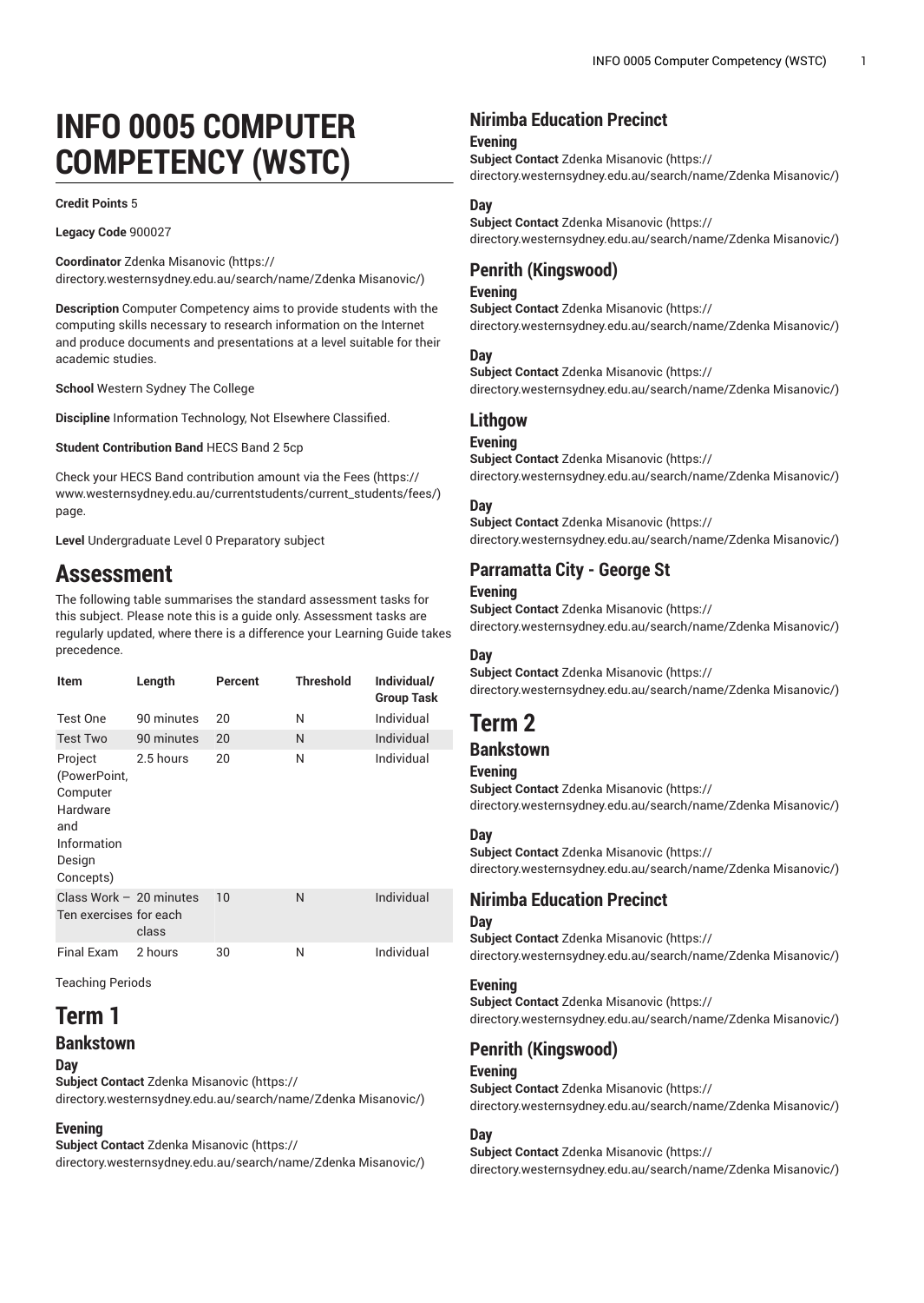# INFO 0005 COMPUTER COMPETENCY (WSTC)

**Credit Points** 5

**Legacy Code** 900027

**Coordinator** Zdenka Misanovic (https://directory.westernsydney.edu.au/search/name/Zdenka Misanovic/)

**Description** Computer Competency aims to provide students with the computing skills necessary to research information on the Internet and produce documents and presentations at a level suitable for their academic studies.

**School** Western Sydney The College

**Discipline** Information Technology, Not Elsewhere Classified.

**Student Contribution Band** HECS Band 2 5cp

Check your HECS Band contribution amount via the Fees (https://www.westernsydney.edu.au/currentstudents/current_students/fees/) page.

**Level** Undergraduate Level 0 Preparatory subject

## Assessment

The following table summarises the standard assessment tasks for this subject. Please note this is a guide only. Assessment tasks are regularly updated, where there is a difference your Learning Guide takes precedence.

| Item | Length | Percent | Threshold | Individual/ Group Task |
|---|---|---|---|---|
| Test One | 90 minutes | 20 | N | Individual |
| Test Two | 90 minutes | 20 | N | Individual |
| Project (PowerPoint, Computer Hardware and Information Design Concepts) | 2.5 hours | 20 | N | Individual |
| Class Work – Ten exercises | 20 minutes for each class | 10 | N | Individual |
| Final Exam | 2 hours | 30 | N | Individual |

Teaching Periods

## Term 1

### Bankstown

#### Day

**Subject Contact** Zdenka Misanovic (https://directory.westernsydney.edu.au/search/name/Zdenka Misanovic/)

#### Evening

**Subject Contact** Zdenka Misanovic (https://directory.westernsydney.edu.au/search/name/Zdenka Misanovic/)

### Nirimba Education Precinct

#### Evening

**Subject Contact** Zdenka Misanovic (https://directory.westernsydney.edu.au/search/name/Zdenka Misanovic/)

#### Day

**Subject Contact** Zdenka Misanovic (https://directory.westernsydney.edu.au/search/name/Zdenka Misanovic/)

### Penrith (Kingswood)

#### Evening

**Subject Contact** Zdenka Misanovic (https://directory.westernsydney.edu.au/search/name/Zdenka Misanovic/)

#### Day

**Subject Contact** Zdenka Misanovic (https://directory.westernsydney.edu.au/search/name/Zdenka Misanovic/)

### Lithgow

#### Evening

**Subject Contact** Zdenka Misanovic (https://directory.westernsydney.edu.au/search/name/Zdenka Misanovic/)

#### Day

**Subject Contact** Zdenka Misanovic (https://directory.westernsydney.edu.au/search/name/Zdenka Misanovic/)

### Parramatta City - George St

#### Evening

**Subject Contact** Zdenka Misanovic (https://directory.westernsydney.edu.au/search/name/Zdenka Misanovic/)

#### Day

**Subject Contact** Zdenka Misanovic (https://directory.westernsydney.edu.au/search/name/Zdenka Misanovic/)

## Term 2

### Bankstown

#### Evening

**Subject Contact** Zdenka Misanovic (https://directory.westernsydney.edu.au/search/name/Zdenka Misanovic/)

#### Day

**Subject Contact** Zdenka Misanovic (https://directory.westernsydney.edu.au/search/name/Zdenka Misanovic/)

### Nirimba Education Precinct

#### Day

**Subject Contact** Zdenka Misanovic (https://directory.westernsydney.edu.au/search/name/Zdenka Misanovic/)

#### Evening

**Subject Contact** Zdenka Misanovic (https://directory.westernsydney.edu.au/search/name/Zdenka Misanovic/)

### Penrith (Kingswood)

#### Evening

**Subject Contact** Zdenka Misanovic (https://directory.westernsydney.edu.au/search/name/Zdenka Misanovic/)

#### Day

**Subject Contact** Zdenka Misanovic (https://directory.westernsydney.edu.au/search/name/Zdenka Misanovic/)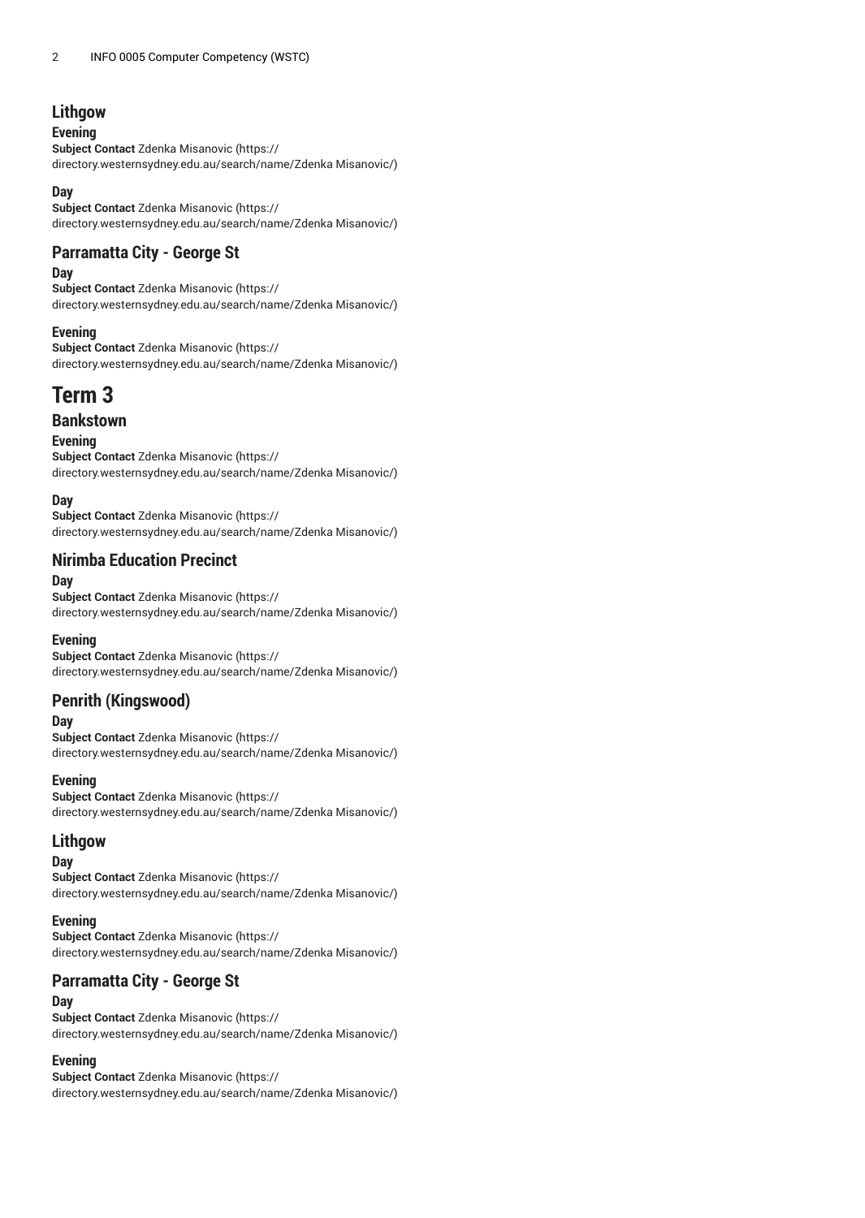### Lithgow

#### Evening

**Subject Contact** Zdenka Misanovic (https://directory.westernsydney.edu.au/search/name/Zdenka Misanovic/)

#### Day

**Subject Contact** Zdenka Misanovic (https://directory.westernsydney.edu.au/search/name/Zdenka Misanovic/)

### Parramatta City - George St

#### Day

**Subject Contact** Zdenka Misanovic (https://directory.westernsydney.edu.au/search/name/Zdenka Misanovic/)

#### Evening

**Subject Contact** Zdenka Misanovic (https://directory.westernsydney.edu.au/search/name/Zdenka Misanovic/)

## Term 3

### Bankstown

#### Evening

**Subject Contact** Zdenka Misanovic (https://directory.westernsydney.edu.au/search/name/Zdenka Misanovic/)

#### Day

**Subject Contact** Zdenka Misanovic (https://directory.westernsydney.edu.au/search/name/Zdenka Misanovic/)

### Nirimba Education Precinct

#### Day

**Subject Contact** Zdenka Misanovic (https://directory.westernsydney.edu.au/search/name/Zdenka Misanovic/)

#### Evening

**Subject Contact** Zdenka Misanovic (https://directory.westernsydney.edu.au/search/name/Zdenka Misanovic/)

### Penrith (Kingswood)

#### Day

**Subject Contact** Zdenka Misanovic (https://directory.westernsydney.edu.au/search/name/Zdenka Misanovic/)

#### Evening

**Subject Contact** Zdenka Misanovic (https://directory.westernsydney.edu.au/search/name/Zdenka Misanovic/)

### Lithgow

#### Day

**Subject Contact** Zdenka Misanovic (https://directory.westernsydney.edu.au/search/name/Zdenka Misanovic/)

#### Evening

**Subject Contact** Zdenka Misanovic (https://directory.westernsydney.edu.au/search/name/Zdenka Misanovic/)

### Parramatta City - George St

#### Day

**Subject Contact** Zdenka Misanovic (https://directory.westernsydney.edu.au/search/name/Zdenka Misanovic/)

#### Evening

**Subject Contact** Zdenka Misanovic (https://directory.westernsydney.edu.au/search/name/Zdenka Misanovic/)